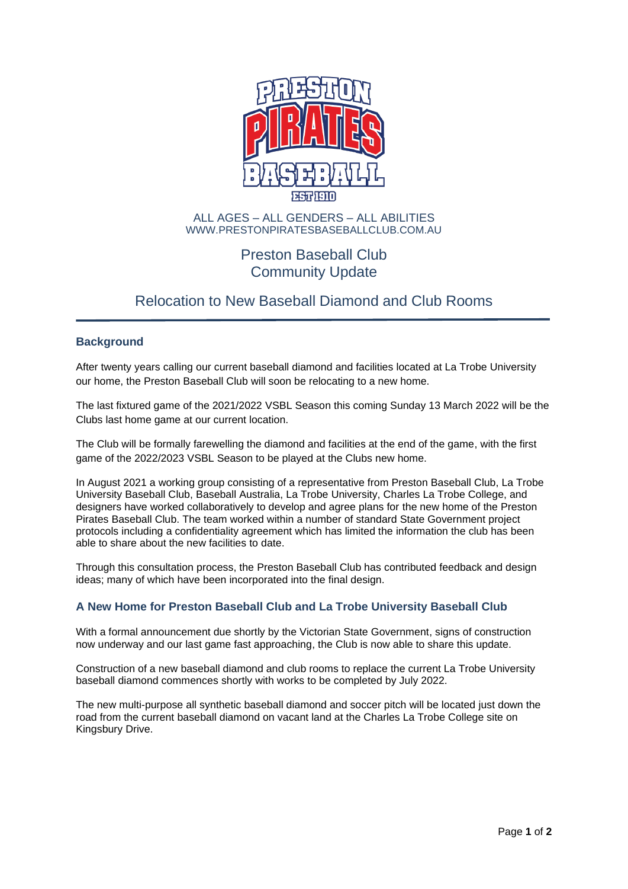ALL AGES – ALL GENDERS – ALL ABILITIES
WWW.PRESTONPIRATESBASEBALLCLUB.COM.AU

# Preston Baseball Club
# Community Update

## Relocation to New Baseball Diamond and Club Rooms

### Background

After twenty years calling our current baseball diamond and facilities located at La Trobe University our home, the Preston Baseball Club will soon be relocating to a new home.

The last fixtured game of the 2021/2022 VSBL Season this coming Sunday 13 March 2022 will be the Clubs last home game at our current location.

The Club will be formally farewelling the diamond and facilities at the end of the game, with the first game of the 2022/2023 VSBL Season to be played at the Clubs new home.

In August 2021 a working group consisting of a representative from Preston Baseball Club, La Trobe University Baseball Club, Baseball Australia, La Trobe University, Charles La Trobe College, and designers have worked collaboratively to develop and agree plans for the new home of the Preston Pirates Baseball Club. The team worked within a number of standard State Government project protocols including a confidentiality agreement which has limited the information the club has been able to share about the new facilities to date.

Through this consultation process, the Preston Baseball Club has contributed feedback and design ideas; many of which have been incorporated into the final design.

### A New Home for Preston Baseball Club and La Trobe University Baseball Club

With a formal announcement due shortly by the Victorian State Government, signs of construction now underway and our last game fast approaching, the Club is now able to share this update.

Construction of a new baseball diamond and club rooms to replace the current La Trobe University baseball diamond commences shortly with works to be completed by July 2022.

The new multi-purpose all synthetic baseball diamond and soccer pitch will be located just down the road from the current baseball diamond on vacant land at the Charles La Trobe College site on Kingsbury Drive.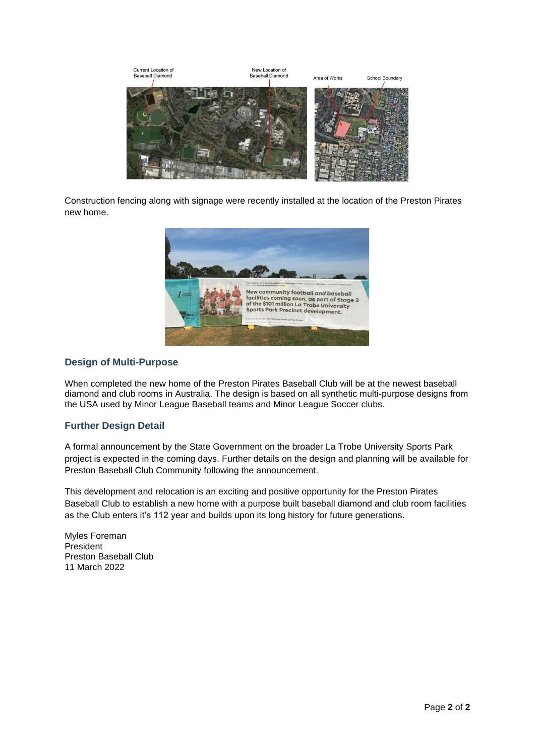Current Location of Baseball Diamond

New Location of Baseball Diamond

Area of Works

School Boundary

Construction fencing along with signage were recently installed at the location of the Preston Pirates new home.

## Design of Multi-Purpose

When completed the new home of the Preston Pirates Baseball Club will be at the newest baseball diamond and club rooms in Australia. The design is based on all synthetic multi-purpose designs from the USA used by Minor League Baseball teams and Minor League Soccer clubs.

## Further Design Detail

A formal announcement by the State Government on the broader La Trobe University Sports Park project is expected in the coming days. Further details on the design and planning will be available for Preston Baseball Club Community following the announcement.

This development and relocation is an exciting and positive opportunity for the Preston Pirates Baseball Club to establish a new home with a purpose built baseball diamond and club room facilities as the Club enters it's 112 year and builds upon its long history for future generations.

Myles Foreman
President
Preston Baseball Club
11 March 2022